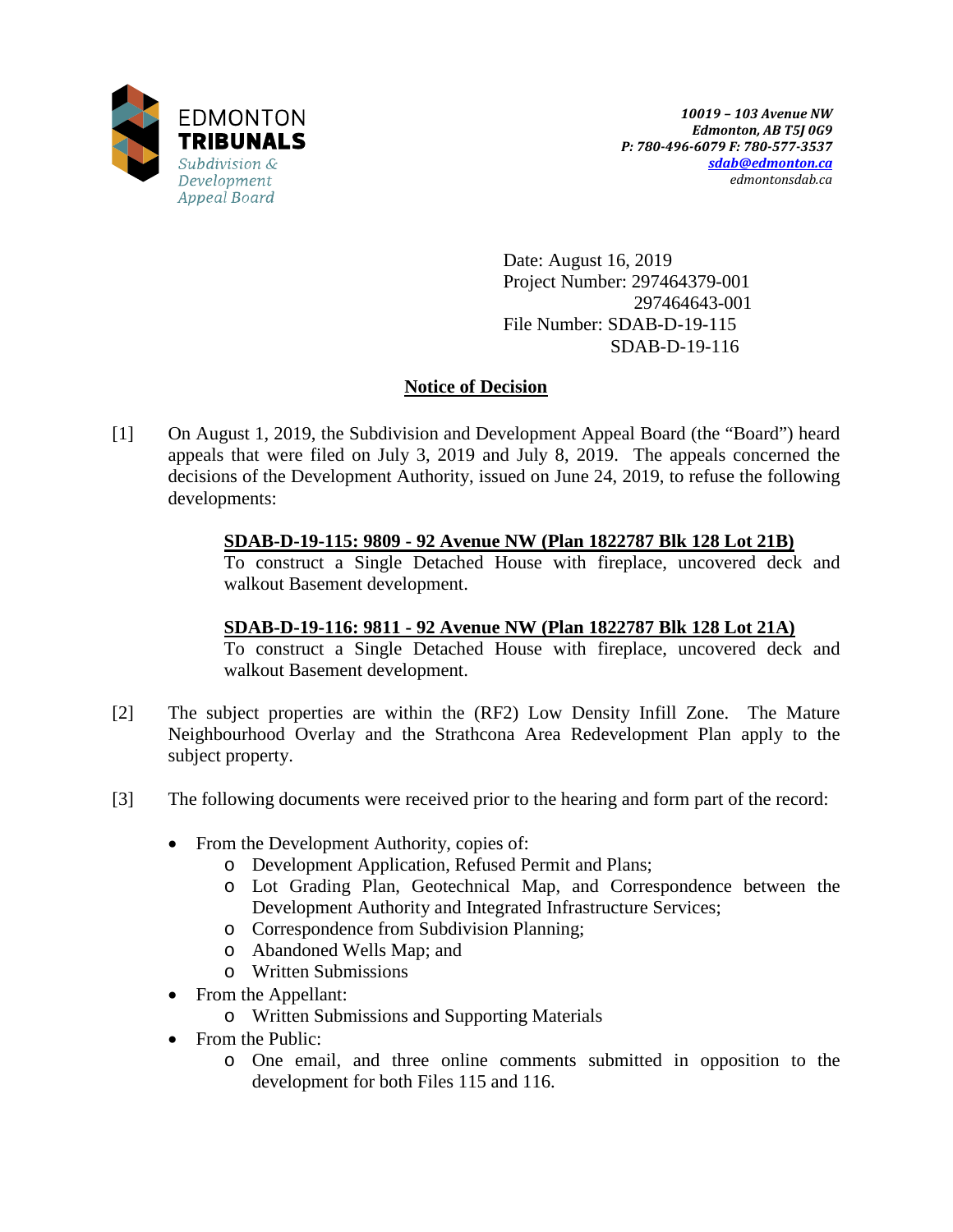EDMONTON
**TRIBUNALS**
*Subdivision & Development Appeal Board*

*10019 – 103 Avenue NW*
*Edmonton, AB T5J 0G9*
*P: 780-496-6079 F: 780-577-3537*
*sdab@edmonton.ca*
*edmontonsdab.ca*

Date: August 16, 2019
Project Number: 297464379-001
297464643-001
File Number: SDAB-D-19-115
SDAB-D-19-116

## Notice of Decision

[1] On August 1, 2019, the Subdivision and Development Appeal Board (the "Board") heard appeals that were filed on July 3, 2019 and July 8, 2019. The appeals concerned the decisions of the Development Authority, issued on June 24, 2019, to refuse the following developments:

**SDAB-D-19-115: 9809 - 92 Avenue NW (Plan 1822787 Blk 128 Lot 21B)**
To construct a Single Detached House with fireplace, uncovered deck and walkout Basement development.

**SDAB-D-19-116: 9811 - 92 Avenue NW (Plan 1822787 Blk 128 Lot 21A)**
To construct a Single Detached House with fireplace, uncovered deck and walkout Basement development.

[2] The subject properties are within the (RF2) Low Density Infill Zone. The Mature Neighbourhood Overlay and the Strathcona Area Redevelopment Plan apply to the subject property.

[3] The following documents were received prior to the hearing and form part of the record:

- From the Development Authority, copies of:
  - Development Application, Refused Permit and Plans;
  - Lot Grading Plan, Geotechnical Map, and Correspondence between the Development Authority and Integrated Infrastructure Services;
  - Correspondence from Subdivision Planning;
  - Abandoned Wells Map; and
  - Written Submissions
- From the Appellant:
  - Written Submissions and Supporting Materials
- From the Public:
  - One email, and three online comments submitted in opposition to the development for both Files 115 and 116.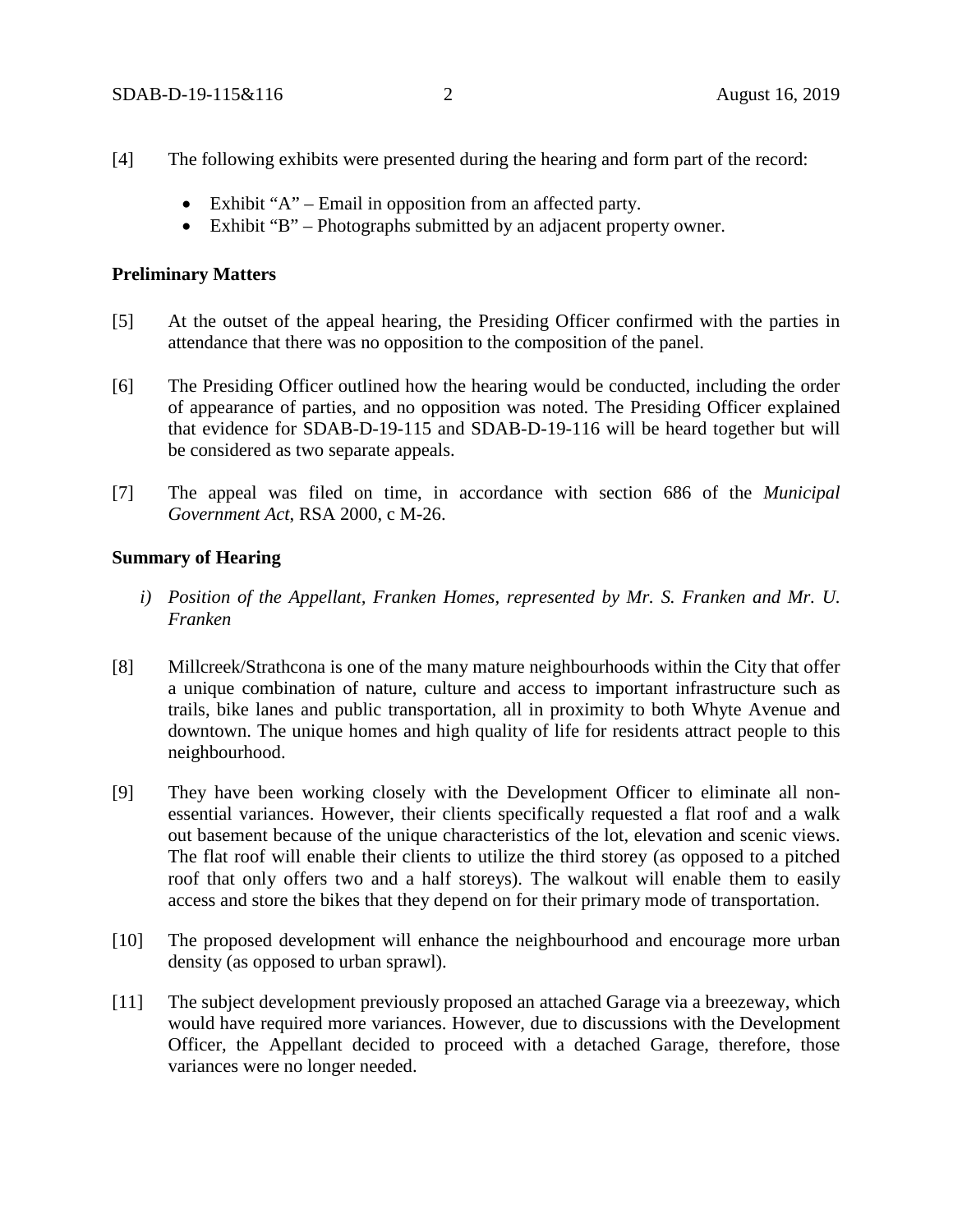[4] The following exhibits were presented during the hearing and form part of the record:

- Exhibit "A" – Email in opposition from an affected party.
- Exhibit "B" – Photographs submitted by an adjacent property owner.

**Preliminary Matters**

[5] At the outset of the appeal hearing, the Presiding Officer confirmed with the parties in attendance that there was no opposition to the composition of the panel.

[6] The Presiding Officer outlined how the hearing would be conducted, including the order of appearance of parties, and no opposition was noted. The Presiding Officer explained that evidence for SDAB-D-19-115 and SDAB-D-19-116 will be heard together but will be considered as two separate appeals.

[7] The appeal was filed on time, in accordance with section 686 of the *Municipal Government Act*, RSA 2000, c M-26.

**Summary of Hearing**

*i) Position of the Appellant, Franken Homes, represented by Mr. S. Franken and Mr. U. Franken*

[8] Millcreek/Strathcona is one of the many mature neighbourhoods within the City that offer a unique combination of nature, culture and access to important infrastructure such as trails, bike lanes and public transportation, all in proximity to both Whyte Avenue and downtown. The unique homes and high quality of life for residents attract people to this neighbourhood.

[9] They have been working closely with the Development Officer to eliminate all non-essential variances. However, their clients specifically requested a flat roof and a walk out basement because of the unique characteristics of the lot, elevation and scenic views. The flat roof will enable their clients to utilize the third storey (as opposed to a pitched roof that only offers two and a half storeys). The walkout will enable them to easily access and store the bikes that they depend on for their primary mode of transportation.

[10] The proposed development will enhance the neighbourhood and encourage more urban density (as opposed to urban sprawl).

[11] The subject development previously proposed an attached Garage via a breezeway, which would have required more variances. However, due to discussions with the Development Officer, the Appellant decided to proceed with a detached Garage, therefore, those variances were no longer needed.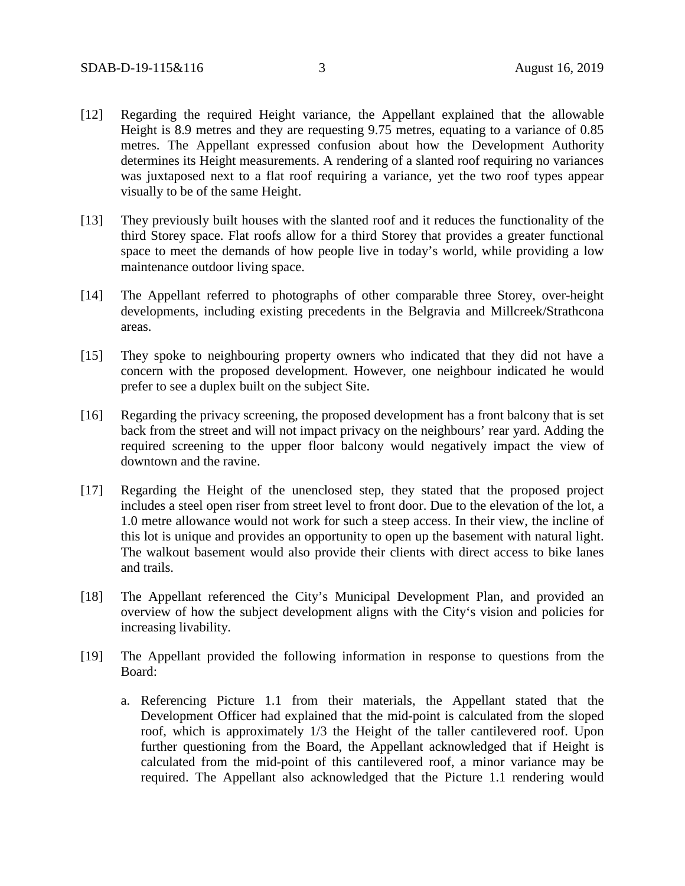[12] Regarding the required Height variance, the Appellant explained that the allowable Height is 8.9 metres and they are requesting 9.75 metres, equating to a variance of 0.85 metres. The Appellant expressed confusion about how the Development Authority determines its Height measurements. A rendering of a slanted roof requiring no variances was juxtaposed next to a flat roof requiring a variance, yet the two roof types appear visually to be of the same Height.

[13] They previously built houses with the slanted roof and it reduces the functionality of the third Storey space. Flat roofs allow for a third Storey that provides a greater functional space to meet the demands of how people live in today's world, while providing a low maintenance outdoor living space.

[14] The Appellant referred to photographs of other comparable three Storey, over-height developments, including existing precedents in the Belgravia and Millcreek/Strathcona areas.

[15] They spoke to neighbouring property owners who indicated that they did not have a concern with the proposed development. However, one neighbour indicated he would prefer to see a duplex built on the subject Site.

[16] Regarding the privacy screening, the proposed development has a front balcony that is set back from the street and will not impact privacy on the neighbours' rear yard. Adding the required screening to the upper floor balcony would negatively impact the view of downtown and the ravine.

[17] Regarding the Height of the unenclosed step, they stated that the proposed project includes a steel open riser from street level to front door. Due to the elevation of the lot, a 1.0 metre allowance would not work for such a steep access. In their view, the incline of this lot is unique and provides an opportunity to open up the basement with natural light. The walkout basement would also provide their clients with direct access to bike lanes and trails.

[18] The Appellant referenced the City's Municipal Development Plan, and provided an overview of how the subject development aligns with the City's vision and policies for increasing livability.

[19] The Appellant provided the following information in response to questions from the Board:

a. Referencing Picture 1.1 from their materials, the Appellant stated that the Development Officer had explained that the mid-point is calculated from the sloped roof, which is approximately 1/3 the Height of the taller cantilevered roof. Upon further questioning from the Board, the Appellant acknowledged that if Height is calculated from the mid-point of this cantilevered roof, a minor variance may be required. The Appellant also acknowledged that the Picture 1.1 rendering would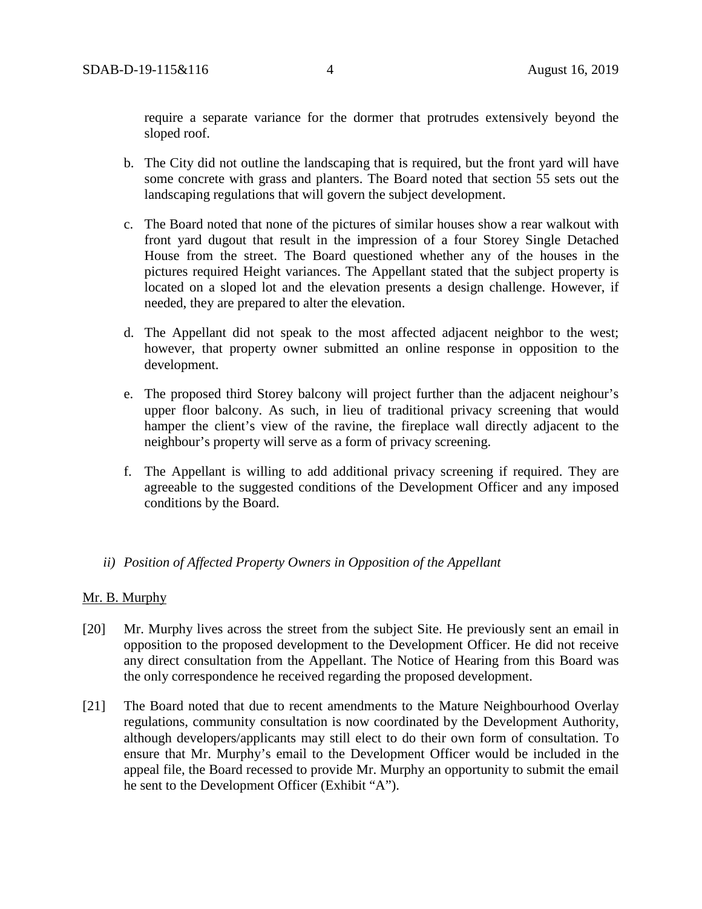require a separate variance for the dormer that protrudes extensively beyond the sloped roof.

b. The City did not outline the landscaping that is required, but the front yard will have some concrete with grass and planters. The Board noted that section 55 sets out the landscaping regulations that will govern the subject development.

c. The Board noted that none of the pictures of similar houses show a rear walkout with front yard dugout that result in the impression of a four Storey Single Detached House from the street. The Board questioned whether any of the houses in the pictures required Height variances. The Appellant stated that the subject property is located on a sloped lot and the elevation presents a design challenge. However, if needed, they are prepared to alter the elevation.

d. The Appellant did not speak to the most affected adjacent neighbor to the west; however, that property owner submitted an online response in opposition to the development.

e. The proposed third Storey balcony will project further than the adjacent neighour's upper floor balcony. As such, in lieu of traditional privacy screening that would hamper the client's view of the ravine, the fireplace wall directly adjacent to the neighbour's property will serve as a form of privacy screening.

f. The Appellant is willing to add additional privacy screening if required. They are agreeable to the suggested conditions of the Development Officer and any imposed conditions by the Board.

*ii) Position of Affected Property Owners in Opposition of the Appellant*

Mr. B. Murphy

[20] Mr. Murphy lives across the street from the subject Site. He previously sent an email in opposition to the proposed development to the Development Officer. He did not receive any direct consultation from the Appellant. The Notice of Hearing from this Board was the only correspondence he received regarding the proposed development.

[21] The Board noted that due to recent amendments to the Mature Neighbourhood Overlay regulations, community consultation is now coordinated by the Development Authority, although developers/applicants may still elect to do their own form of consultation. To ensure that Mr. Murphy's email to the Development Officer would be included in the appeal file, the Board recessed to provide Mr. Murphy an opportunity to submit the email he sent to the Development Officer (Exhibit "A").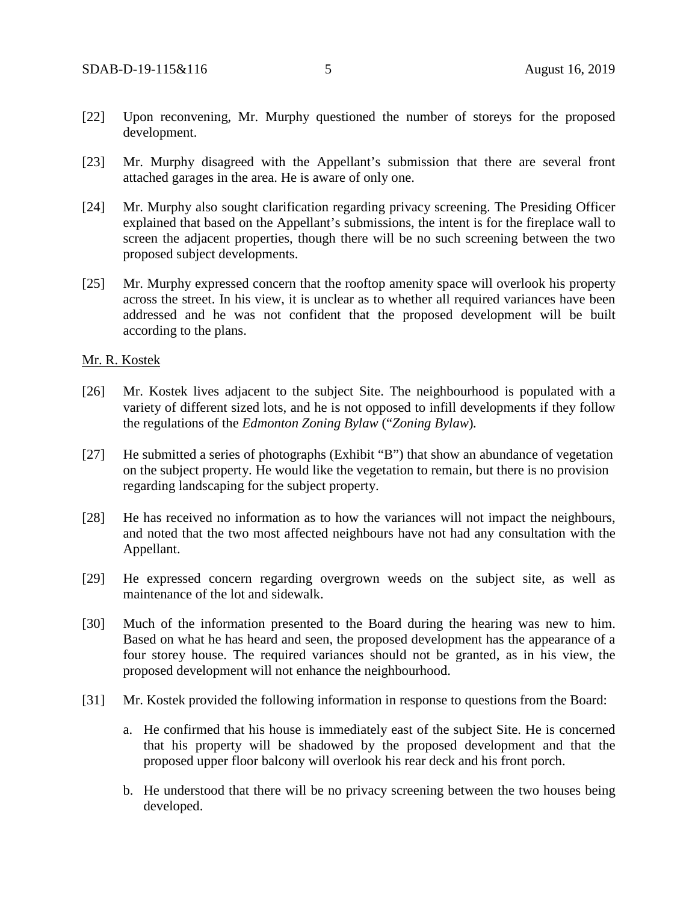[22] Upon reconvening, Mr. Murphy questioned the number of storeys for the proposed development.

[23] Mr. Murphy disagreed with the Appellant's submission that there are several front attached garages in the area. He is aware of only one.

[24] Mr. Murphy also sought clarification regarding privacy screening. The Presiding Officer explained that based on the Appellant's submissions, the intent is for the fireplace wall to screen the adjacent properties, though there will be no such screening between the two proposed subject developments.

[25] Mr. Murphy expressed concern that the rooftop amenity space will overlook his property across the street. In his view, it is unclear as to whether all required variances have been addressed and he was not confident that the proposed development will be built according to the plans.

Mr. R. Kostek

[26] Mr. Kostek lives adjacent to the subject Site. The neighbourhood is populated with a variety of different sized lots, and he is not opposed to infill developments if they follow the regulations of the *Edmonton Zoning Bylaw* ("*Zoning Bylaw*).

[27] He submitted a series of photographs (Exhibit "B") that show an abundance of vegetation on the subject property. He would like the vegetation to remain, but there is no provision regarding landscaping for the subject property.

[28] He has received no information as to how the variances will not impact the neighbours, and noted that the two most affected neighbours have not had any consultation with the Appellant.

[29] He expressed concern regarding overgrown weeds on the subject site, as well as maintenance of the lot and sidewalk.

[30] Much of the information presented to the Board during the hearing was new to him. Based on what he has heard and seen, the proposed development has the appearance of a four storey house. The required variances should not be granted, as in his view, the proposed development will not enhance the neighbourhood.

[31] Mr. Kostek provided the following information in response to questions from the Board:

a. He confirmed that his house is immediately east of the subject Site. He is concerned that his property will be shadowed by the proposed development and that the proposed upper floor balcony will overlook his rear deck and his front porch.

b. He understood that there will be no privacy screening between the two houses being developed.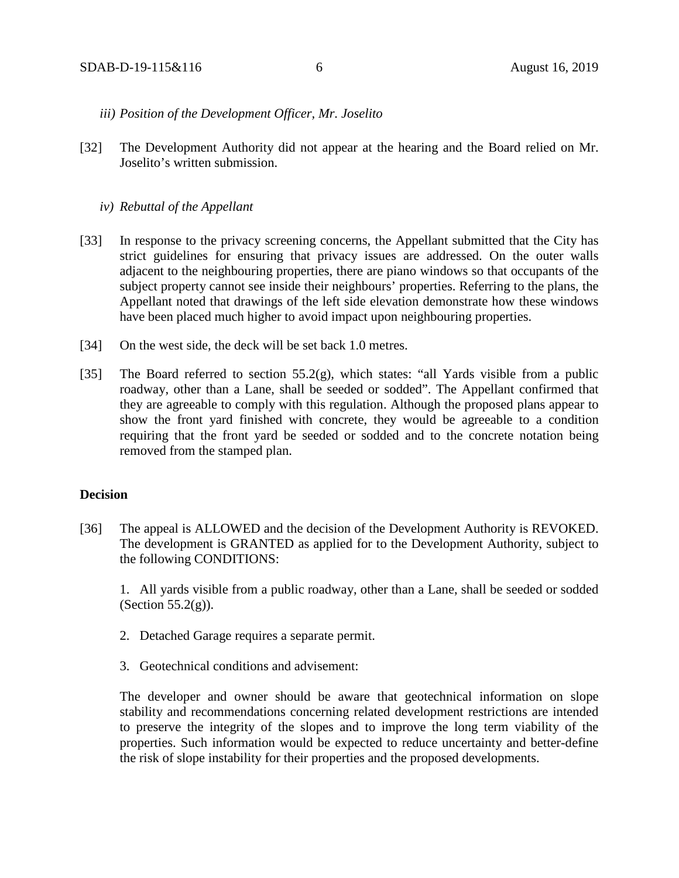*iii) Position of the Development Officer, Mr. Joselito*

[32] The Development Authority did not appear at the hearing and the Board relied on Mr. Joselito's written submission.

*iv) Rebuttal of the Appellant*

[33] In response to the privacy screening concerns, the Appellant submitted that the City has strict guidelines for ensuring that privacy issues are addressed. On the outer walls adjacent to the neighbouring properties, there are piano windows so that occupants of the subject property cannot see inside their neighbours' properties. Referring to the plans, the Appellant noted that drawings of the left side elevation demonstrate how these windows have been placed much higher to avoid impact upon neighbouring properties.

[34] On the west side, the deck will be set back 1.0 metres.

[35] The Board referred to section 55.2(g), which states: "all Yards visible from a public roadway, other than a Lane, shall be seeded or sodded". The Appellant confirmed that they are agreeable to comply with this regulation. Although the proposed plans appear to show the front yard finished with concrete, they would be agreeable to a condition requiring that the front yard be seeded or sodded and to the concrete notation being removed from the stamped plan.

**Decision**

[36] The appeal is ALLOWED and the decision of the Development Authority is REVOKED. The development is GRANTED as applied for to the Development Authority, subject to the following CONDITIONS:

1. All yards visible from a public roadway, other than a Lane, shall be seeded or sodded (Section 55.2(g)).

2. Detached Garage requires a separate permit.

3. Geotechnical conditions and advisement:

The developer and owner should be aware that geotechnical information on slope stability and recommendations concerning related development restrictions are intended to preserve the integrity of the slopes and to improve the long term viability of the properties. Such information would be expected to reduce uncertainty and better-define the risk of slope instability for their properties and the proposed developments.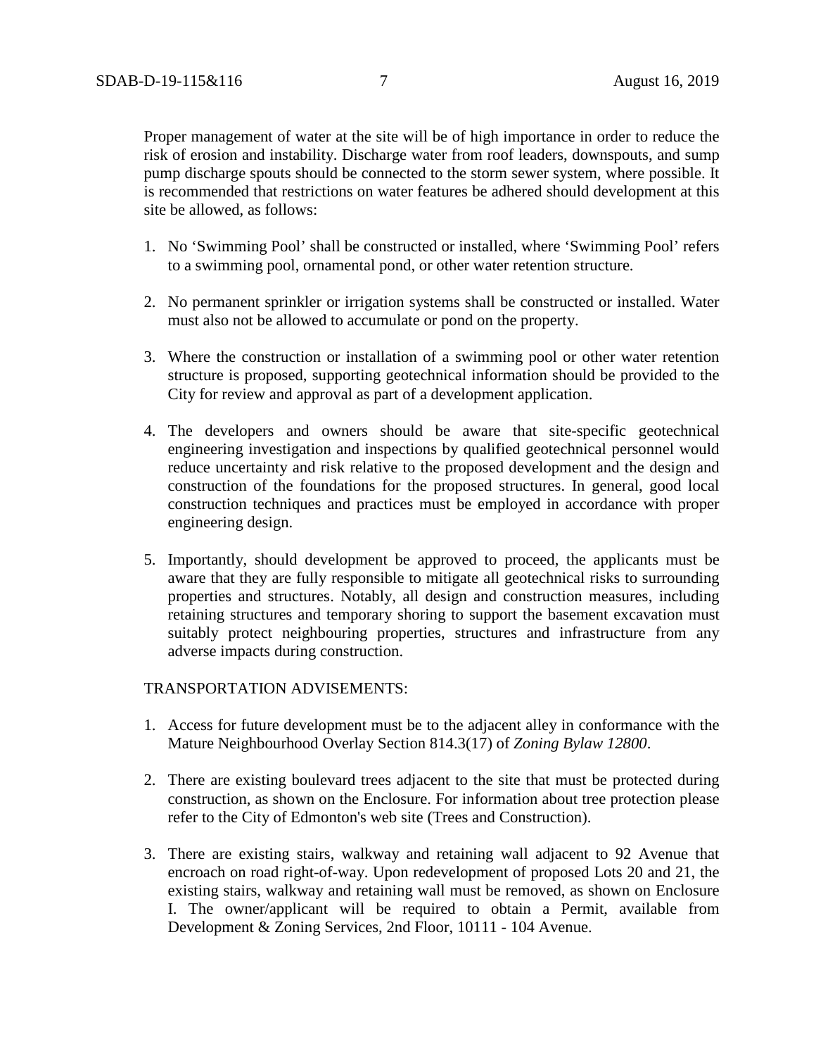Proper management of water at the site will be of high importance in order to reduce the risk of erosion and instability. Discharge water from roof leaders, downspouts, and sump pump discharge spouts should be connected to the storm sewer system, where possible. It is recommended that restrictions on water features be adhered should development at this site be allowed, as follows:

1. No 'Swimming Pool' shall be constructed or installed, where 'Swimming Pool' refers to a swimming pool, ornamental pond, or other water retention structure.

2. No permanent sprinkler or irrigation systems shall be constructed or installed. Water must also not be allowed to accumulate or pond on the property.

3. Where the construction or installation of a swimming pool or other water retention structure is proposed, supporting geotechnical information should be provided to the City for review and approval as part of a development application.

4. The developers and owners should be aware that site-specific geotechnical engineering investigation and inspections by qualified geotechnical personnel would reduce uncertainty and risk relative to the proposed development and the design and construction of the foundations for the proposed structures. In general, good local construction techniques and practices must be employed in accordance with proper engineering design.

5. Importantly, should development be approved to proceed, the applicants must be aware that they are fully responsible to mitigate all geotechnical risks to surrounding properties and structures. Notably, all design and construction measures, including retaining structures and temporary shoring to support the basement excavation must suitably protect neighbouring properties, structures and infrastructure from any adverse impacts during construction.

TRANSPORTATION ADVISEMENTS:

1. Access for future development must be to the adjacent alley in conformance with the Mature Neighbourhood Overlay Section 814.3(17) of *Zoning Bylaw 12800*.

2. There are existing boulevard trees adjacent to the site that must be protected during construction, as shown on the Enclosure. For information about tree protection please refer to the City of Edmonton's web site (Trees and Construction).

3. There are existing stairs, walkway and retaining wall adjacent to 92 Avenue that encroach on road right-of-way. Upon redevelopment of proposed Lots 20 and 21, the existing stairs, walkway and retaining wall must be removed, as shown on Enclosure I. The owner/applicant will be required to obtain a Permit, available from Development & Zoning Services, 2nd Floor, 10111 - 104 Avenue.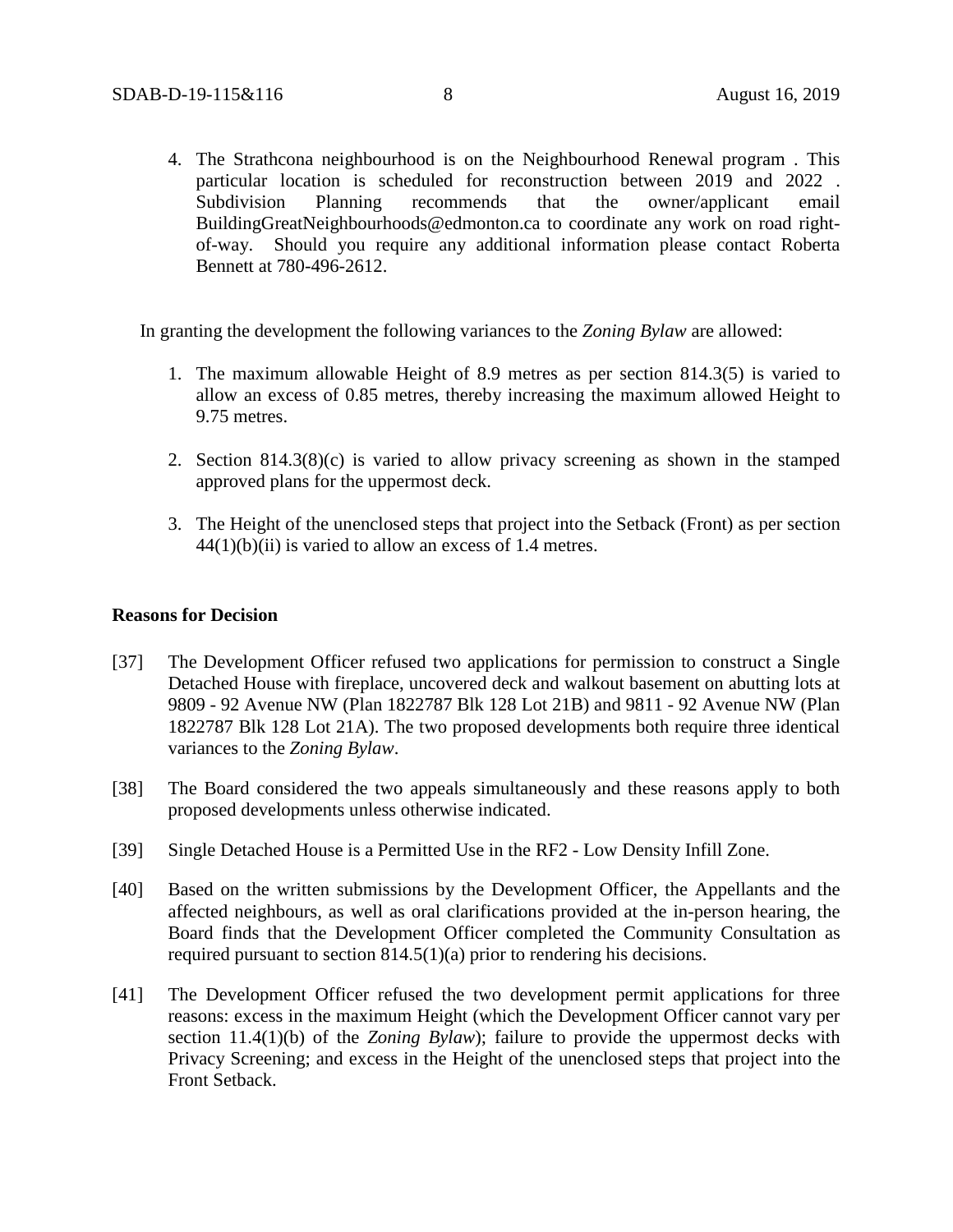4. The Strathcona neighbourhood is on the Neighbourhood Renewal program . This particular location is scheduled for reconstruction between 2019 and 2022 . Subdivision Planning recommends that the owner/applicant email BuildingGreatNeighbourhoods@edmonton.ca to coordinate any work on road right-of-way. Should you require any additional information please contact Roberta Bennett at 780-496-2612.

In granting the development the following variances to the *Zoning Bylaw* are allowed:

1. The maximum allowable Height of 8.9 metres as per section 814.3(5) is varied to allow an excess of 0.85 metres, thereby increasing the maximum allowed Height to 9.75 metres.

2. Section 814.3(8)(c) is varied to allow privacy screening as shown in the stamped approved plans for the uppermost deck.

3. The Height of the unenclosed steps that project into the Setback (Front) as per section 44(1)(b)(ii) is varied to allow an excess of 1.4 metres.

**Reasons for Decision**

[37] The Development Officer refused two applications for permission to construct a Single Detached House with fireplace, uncovered deck and walkout basement on abutting lots at 9809 - 92 Avenue NW (Plan 1822787 Blk 128 Lot 21B) and 9811 - 92 Avenue NW (Plan 1822787 Blk 128 Lot 21A). The two proposed developments both require three identical variances to the *Zoning Bylaw*.

[38] The Board considered the two appeals simultaneously and these reasons apply to both proposed developments unless otherwise indicated.

[39] Single Detached House is a Permitted Use in the RF2 - Low Density Infill Zone.

[40] Based on the written submissions by the Development Officer, the Appellants and the affected neighbours, as well as oral clarifications provided at the in-person hearing, the Board finds that the Development Officer completed the Community Consultation as required pursuant to section 814.5(1)(a) prior to rendering his decisions.

[41] The Development Officer refused the two development permit applications for three reasons: excess in the maximum Height (which the Development Officer cannot vary per section 11.4(1)(b) of the *Zoning Bylaw*); failure to provide the uppermost decks with Privacy Screening; and excess in the Height of the unenclosed steps that project into the Front Setback.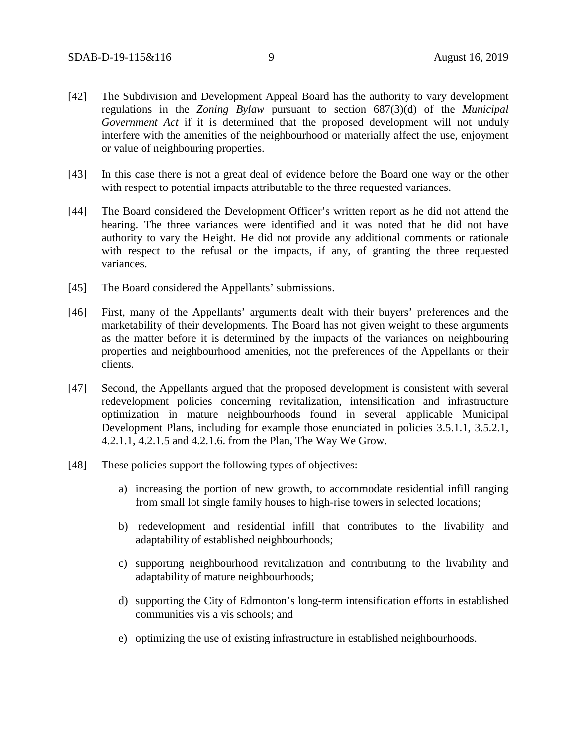[42] The Subdivision and Development Appeal Board has the authority to vary development regulations in the *Zoning Bylaw* pursuant to section 687(3)(d) of the *Municipal Government Act* if it is determined that the proposed development will not unduly interfere with the amenities of the neighbourhood or materially affect the use, enjoyment or value of neighbouring properties.

[43] In this case there is not a great deal of evidence before the Board one way or the other with respect to potential impacts attributable to the three requested variances.

[44] The Board considered the Development Officer's written report as he did not attend the hearing. The three variances were identified and it was noted that he did not have authority to vary the Height. He did not provide any additional comments or rationale with respect to the refusal or the impacts, if any, of granting the three requested variances.

[45] The Board considered the Appellants' submissions.

[46] First, many of the Appellants' arguments dealt with their buyers' preferences and the marketability of their developments. The Board has not given weight to these arguments as the matter before it is determined by the impacts of the variances on neighbouring properties and neighbourhood amenities, not the preferences of the Appellants or their clients.

[47] Second, the Appellants argued that the proposed development is consistent with several redevelopment policies concerning revitalization, intensification and infrastructure optimization in mature neighbourhoods found in several applicable Municipal Development Plans, including for example those enunciated in policies 3.5.1.1, 3.5.2.1, 4.2.1.1, 4.2.1.5 and 4.2.1.6. from the Plan, The Way We Grow.

[48] These policies support the following types of objectives:

a) increasing the portion of new growth, to accommodate residential infill ranging from small lot single family houses to high-rise towers in selected locations;

b) redevelopment and residential infill that contributes to the livability and adaptability of established neighbourhoods;

c) supporting neighbourhood revitalization and contributing to the livability and adaptability of mature neighbourhoods;

d) supporting the City of Edmonton's long-term intensification efforts in established communities vis a vis schools; and

e) optimizing the use of existing infrastructure in established neighbourhoods.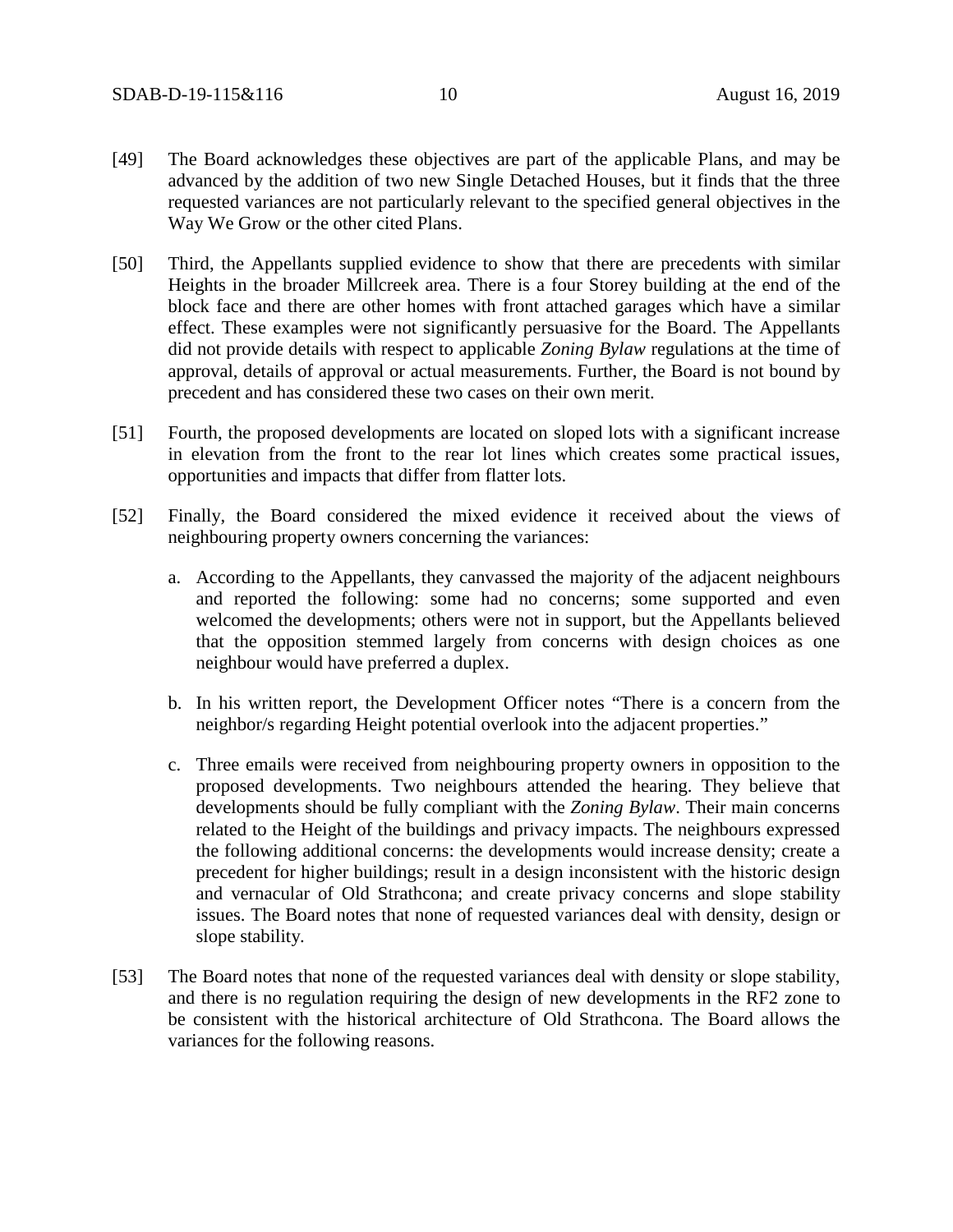[49] The Board acknowledges these objectives are part of the applicable Plans, and may be advanced by the addition of two new Single Detached Houses, but it finds that the three requested variances are not particularly relevant to the specified general objectives in the Way We Grow or the other cited Plans.

[50] Third, the Appellants supplied evidence to show that there are precedents with similar Heights in the broader Millcreek area. There is a four Storey building at the end of the block face and there are other homes with front attached garages which have a similar effect. These examples were not significantly persuasive for the Board. The Appellants did not provide details with respect to applicable *Zoning Bylaw* regulations at the time of approval, details of approval or actual measurements. Further, the Board is not bound by precedent and has considered these two cases on their own merit.

[51] Fourth, the proposed developments are located on sloped lots with a significant increase in elevation from the front to the rear lot lines which creates some practical issues, opportunities and impacts that differ from flatter lots.

[52] Finally, the Board considered the mixed evidence it received about the views of neighbouring property owners concerning the variances:

a. According to the Appellants, they canvassed the majority of the adjacent neighbours and reported the following: some had no concerns; some supported and even welcomed the developments; others were not in support, but the Appellants believed that the opposition stemmed largely from concerns with design choices as one neighbour would have preferred a duplex.

b. In his written report, the Development Officer notes "There is a concern from the neighbor/s regarding Height potential overlook into the adjacent properties."

c. Three emails were received from neighbouring property owners in opposition to the proposed developments. Two neighbours attended the hearing. They believe that developments should be fully compliant with the *Zoning Bylaw*. Their main concerns related to the Height of the buildings and privacy impacts. The neighbours expressed the following additional concerns: the developments would increase density; create a precedent for higher buildings; result in a design inconsistent with the historic design and vernacular of Old Strathcona; and create privacy concerns and slope stability issues. The Board notes that none of requested variances deal with density, design or slope stability.

[53] The Board notes that none of the requested variances deal with density or slope stability, and there is no regulation requiring the design of new developments in the RF2 zone to be consistent with the historical architecture of Old Strathcona. The Board allows the variances for the following reasons.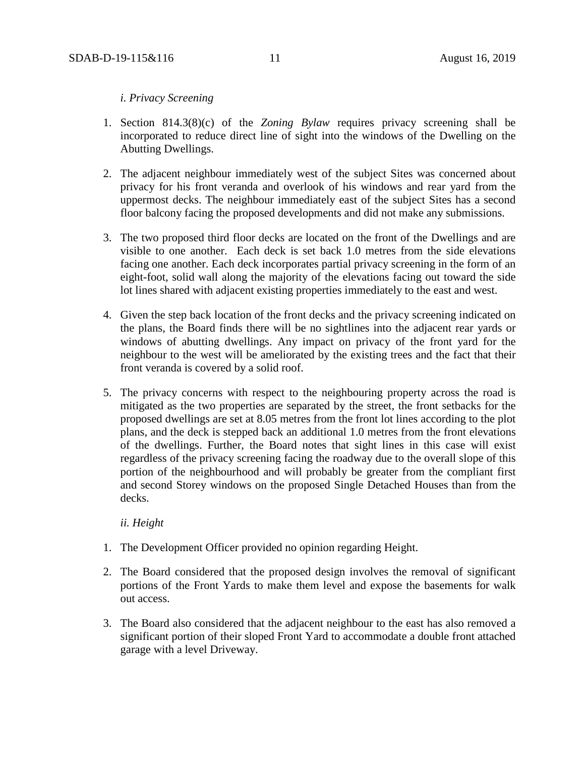*i. Privacy Screening*

1. Section 814.3(8)(c) of the *Zoning Bylaw* requires privacy screening shall be incorporated to reduce direct line of sight into the windows of the Dwelling on the Abutting Dwellings.

2. The adjacent neighbour immediately west of the subject Sites was concerned about privacy for his front veranda and overlook of his windows and rear yard from the uppermost decks. The neighbour immediately east of the subject Sites has a second floor balcony facing the proposed developments and did not make any submissions.

3. The two proposed third floor decks are located on the front of the Dwellings and are visible to one another. Each deck is set back 1.0 metres from the side elevations facing one another. Each deck incorporates partial privacy screening in the form of an eight-foot, solid wall along the majority of the elevations facing out toward the side lot lines shared with adjacent existing properties immediately to the east and west.

4. Given the step back location of the front decks and the privacy screening indicated on the plans, the Board finds there will be no sightlines into the adjacent rear yards or windows of abutting dwellings. Any impact on privacy of the front yard for the neighbour to the west will be ameliorated by the existing trees and the fact that their front veranda is covered by a solid roof.

5. The privacy concerns with respect to the neighbouring property across the road is mitigated as the two properties are separated by the street, the front setbacks for the proposed dwellings are set at 8.05 metres from the front lot lines according to the plot plans, and the deck is stepped back an additional 1.0 metres from the front elevations of the dwellings. Further, the Board notes that sight lines in this case will exist regardless of the privacy screening facing the roadway due to the overall slope of this portion of the neighbourhood and will probably be greater from the compliant first and second Storey windows on the proposed Single Detached Houses than from the decks.

*ii. Height*

1. The Development Officer provided no opinion regarding Height.

2. The Board considered that the proposed design involves the removal of significant portions of the Front Yards to make them level and expose the basements for walk out access.

3. The Board also considered that the adjacent neighbour to the east has also removed a significant portion of their sloped Front Yard to accommodate a double front attached garage with a level Driveway.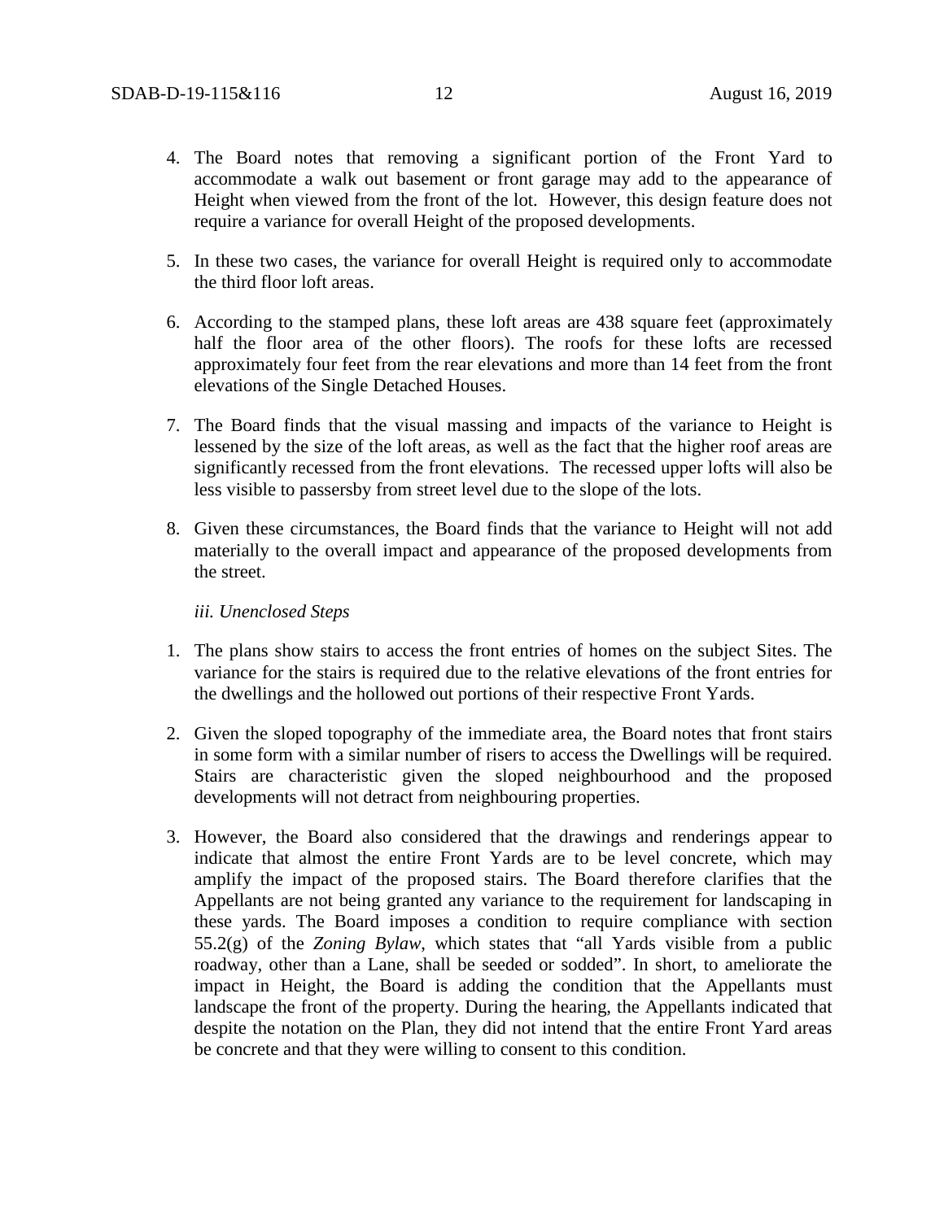4. The Board notes that removing a significant portion of the Front Yard to accommodate a walk out basement or front garage may add to the appearance of Height when viewed from the front of the lot. However, this design feature does not require a variance for overall Height of the proposed developments.

5. In these two cases, the variance for overall Height is required only to accommodate the third floor loft areas.

6. According to the stamped plans, these loft areas are 438 square feet (approximately half the floor area of the other floors). The roofs for these lofts are recessed approximately four feet from the rear elevations and more than 14 feet from the front elevations of the Single Detached Houses.

7. The Board finds that the visual massing and impacts of the variance to Height is lessened by the size of the loft areas, as well as the fact that the higher roof areas are significantly recessed from the front elevations. The recessed upper lofts will also be less visible to passersby from street level due to the slope of the lots.

8. Given these circumstances, the Board finds that the variance to Height will not add materially to the overall impact and appearance of the proposed developments from the street.

*iii. Unenclosed Steps*

1. The plans show stairs to access the front entries of homes on the subject Sites. The variance for the stairs is required due to the relative elevations of the front entries for the dwellings and the hollowed out portions of their respective Front Yards.

2. Given the sloped topography of the immediate area, the Board notes that front stairs in some form with a similar number of risers to access the Dwellings will be required. Stairs are characteristic given the sloped neighbourhood and the proposed developments will not detract from neighbouring properties.

3. However, the Board also considered that the drawings and renderings appear to indicate that almost the entire Front Yards are to be level concrete, which may amplify the impact of the proposed stairs. The Board therefore clarifies that the Appellants are not being granted any variance to the requirement for landscaping in these yards. The Board imposes a condition to require compliance with section 55.2(g) of the *Zoning Bylaw*, which states that "all Yards visible from a public roadway, other than a Lane, shall be seeded or sodded". In short, to ameliorate the impact in Height, the Board is adding the condition that the Appellants must landscape the front of the property. During the hearing, the Appellants indicated that despite the notation on the Plan, they did not intend that the entire Front Yard areas be concrete and that they were willing to consent to this condition.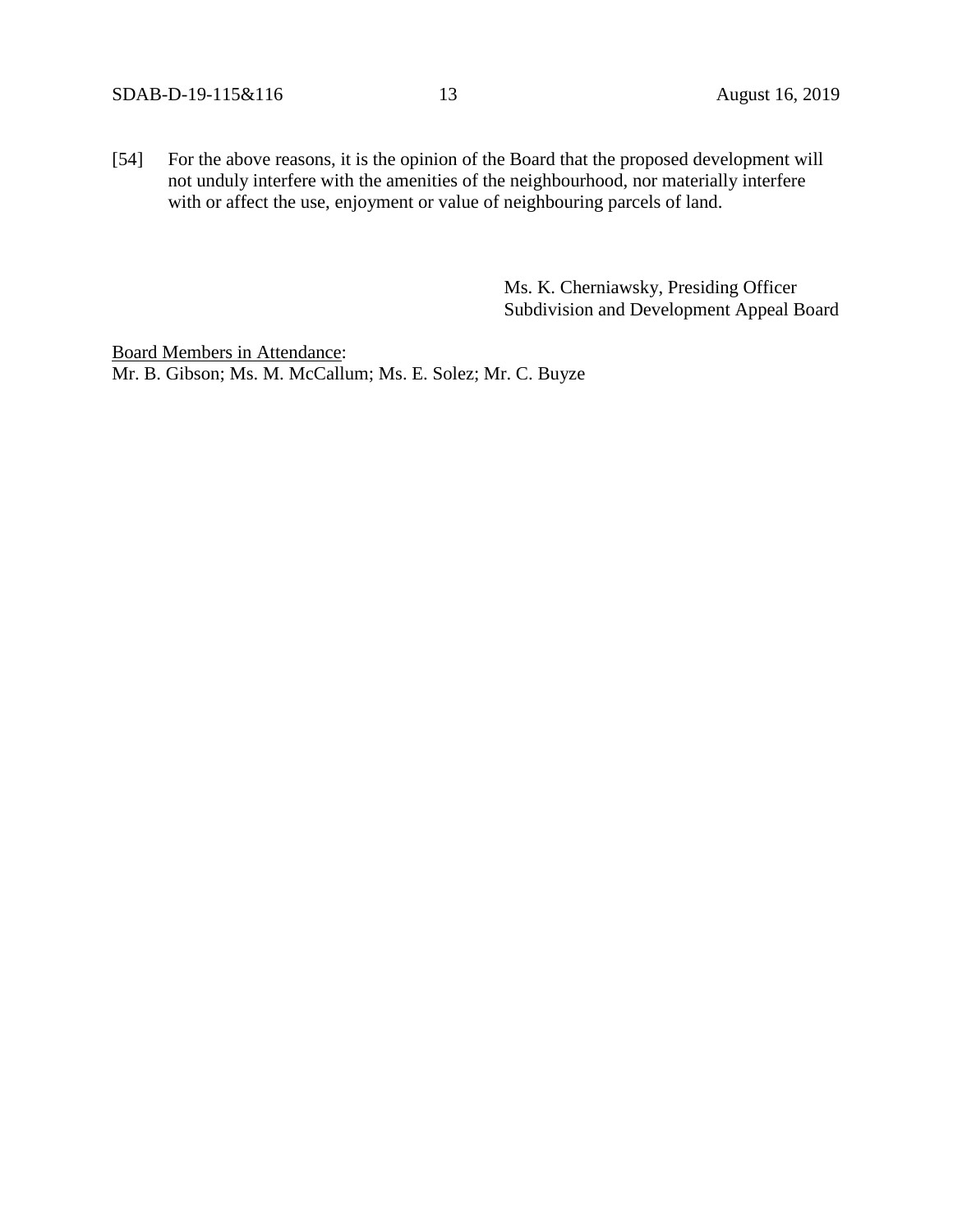[54] For the above reasons, it is the opinion of the Board that the proposed development will not unduly interfere with the amenities of the neighbourhood, nor materially interfere with or affect the use, enjoyment or value of neighbouring parcels of land.

Ms. K. Cherniawsky, Presiding Officer
Subdivision and Development Appeal Board

<u>Board Members in Attendance</u>:
Mr. B. Gibson; Ms. M. McCallum; Ms. E. Solez; Mr. C. Buyze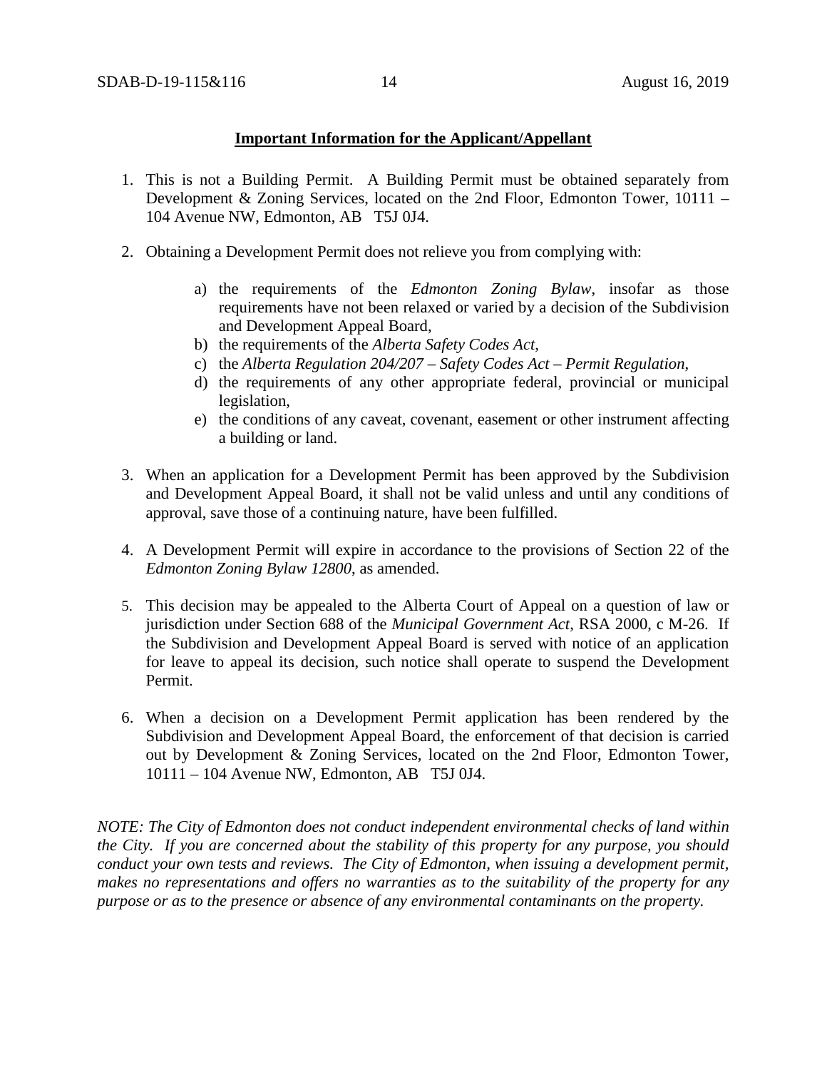**Important Information for the Applicant/Appellant**

1. This is not a Building Permit. A Building Permit must be obtained separately from Development & Zoning Services, located on the 2nd Floor, Edmonton Tower, 10111 – 104 Avenue NW, Edmonton, AB T5J 0J4.

2. Obtaining a Development Permit does not relieve you from complying with:

    a) the requirements of the *Edmonton Zoning Bylaw*, insofar as those requirements have not been relaxed or varied by a decision of the Subdivision and Development Appeal Board,
    b) the requirements of the *Alberta Safety Codes Act*,
    c) the *Alberta Regulation 204/207 – Safety Codes Act – Permit Regulation*,
    d) the requirements of any other appropriate federal, provincial or municipal legislation,
    e) the conditions of any caveat, covenant, easement or other instrument affecting a building or land.

3. When an application for a Development Permit has been approved by the Subdivision and Development Appeal Board, it shall not be valid unless and until any conditions of approval, save those of a continuing nature, have been fulfilled.

4. A Development Permit will expire in accordance to the provisions of Section 22 of the *Edmonton Zoning Bylaw 12800*, as amended.

5. This decision may be appealed to the Alberta Court of Appeal on a question of law or jurisdiction under Section 688 of the *Municipal Government Act*, RSA 2000, c M-26. If the Subdivision and Development Appeal Board is served with notice of an application for leave to appeal its decision, such notice shall operate to suspend the Development Permit.

6. When a decision on a Development Permit application has been rendered by the Subdivision and Development Appeal Board, the enforcement of that decision is carried out by Development & Zoning Services, located on the 2nd Floor, Edmonton Tower, 10111 – 104 Avenue NW, Edmonton, AB T5J 0J4.

*NOTE: The City of Edmonton does not conduct independent environmental checks of land within the City. If you are concerned about the stability of this property for any purpose, you should conduct your own tests and reviews. The City of Edmonton, when issuing a development permit, makes no representations and offers no warranties as to the suitability of the property for any purpose or as to the presence or absence of any environmental contaminants on the property.*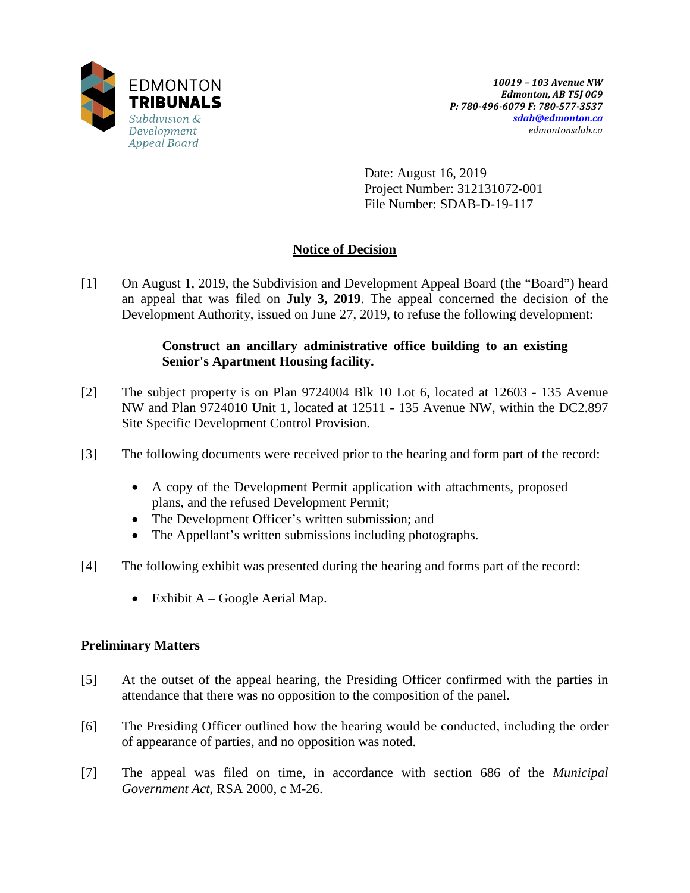EDMONTON
**TRIBUNALS**
*Subdivision & Development Appeal Board*

*10019 – 103 Avenue NW*
*Edmonton, AB T5J 0G9*
*P: 780-496-6079 F: 780-577-3537*
*sdab@edmonton.ca*
*edmontonsdab.ca*

Date: August 16, 2019
Project Number: 312131072-001
File Number: SDAB-D-19-117

## Notice of Decision

[1] On August 1, 2019, the Subdivision and Development Appeal Board (the "Board") heard an appeal that was filed on **July 3, 2019**. The appeal concerned the decision of the Development Authority, issued on June 27, 2019, to refuse the following development:

> **Construct an ancillary administrative office building to an existing Senior's Apartment Housing facility.**

[2] The subject property is on Plan 9724004 Blk 10 Lot 6, located at 12603 - 135 Avenue NW and Plan 9724010 Unit 1, located at 12511 - 135 Avenue NW, within the DC2.897 Site Specific Development Control Provision.

[3] The following documents were received prior to the hearing and form part of the record:

- A copy of the Development Permit application with attachments, proposed plans, and the refused Development Permit;
- The Development Officer's written submission; and
- The Appellant's written submissions including photographs.

[4] The following exhibit was presented during the hearing and forms part of the record:

- Exhibit A – Google Aerial Map.

### Preliminary Matters

[5] At the outset of the appeal hearing, the Presiding Officer confirmed with the parties in attendance that there was no opposition to the composition of the panel.

[6] The Presiding Officer outlined how the hearing would be conducted, including the order of appearance of parties, and no opposition was noted.

[7] The appeal was filed on time, in accordance with section 686 of the *Municipal Government Act*, RSA 2000, c M-26.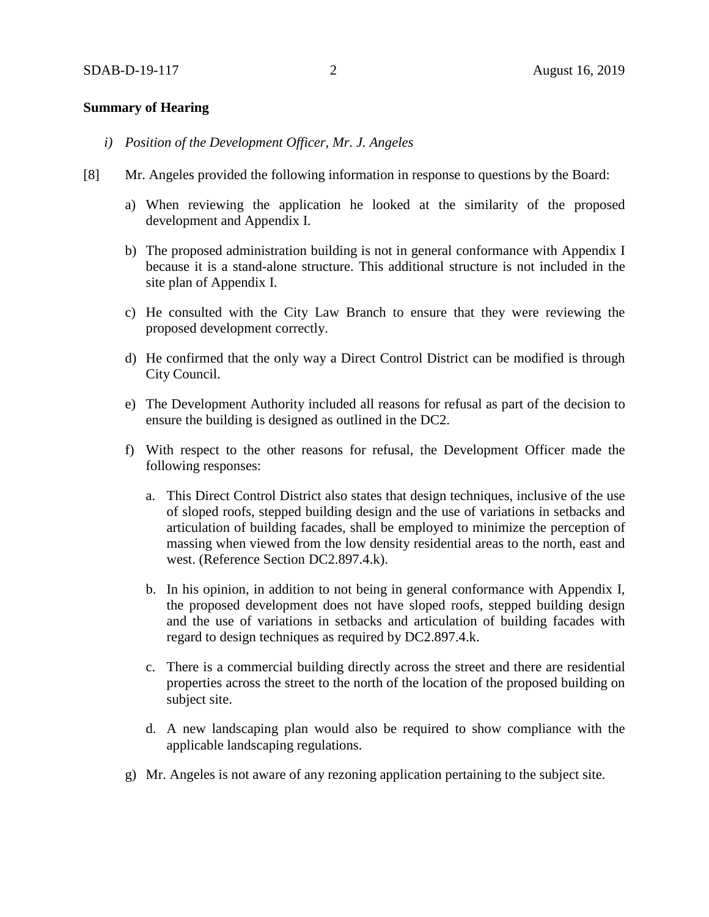**Summary of Hearing**

*i) Position of the Development Officer, Mr. J. Angeles*

[8] Mr. Angeles provided the following information in response to questions by the Board:

a) When reviewing the application he looked at the similarity of the proposed development and Appendix I.

b) The proposed administration building is not in general conformance with Appendix I because it is a stand-alone structure. This additional structure is not included in the site plan of Appendix I.

c) He consulted with the City Law Branch to ensure that they were reviewing the proposed development correctly.

d) He confirmed that the only way a Direct Control District can be modified is through City Council.

e) The Development Authority included all reasons for refusal as part of the decision to ensure the building is designed as outlined in the DC2.

f) With respect to the other reasons for refusal, the Development Officer made the following responses:

   a. This Direct Control District also states that design techniques, inclusive of the use of sloped roofs, stepped building design and the use of variations in setbacks and articulation of building facades, shall be employed to minimize the perception of massing when viewed from the low density residential areas to the north, east and west. (Reference Section DC2.897.4.k).

   b. In his opinion, in addition to not being in general conformance with Appendix I, the proposed development does not have sloped roofs, stepped building design and the use of variations in setbacks and articulation of building facades with regard to design techniques as required by DC2.897.4.k.

   c. There is a commercial building directly across the street and there are residential properties across the street to the north of the location of the proposed building on subject site.

   d. A new landscaping plan would also be required to show compliance with the applicable landscaping regulations.

g) Mr. Angeles is not aware of any rezoning application pertaining to the subject site.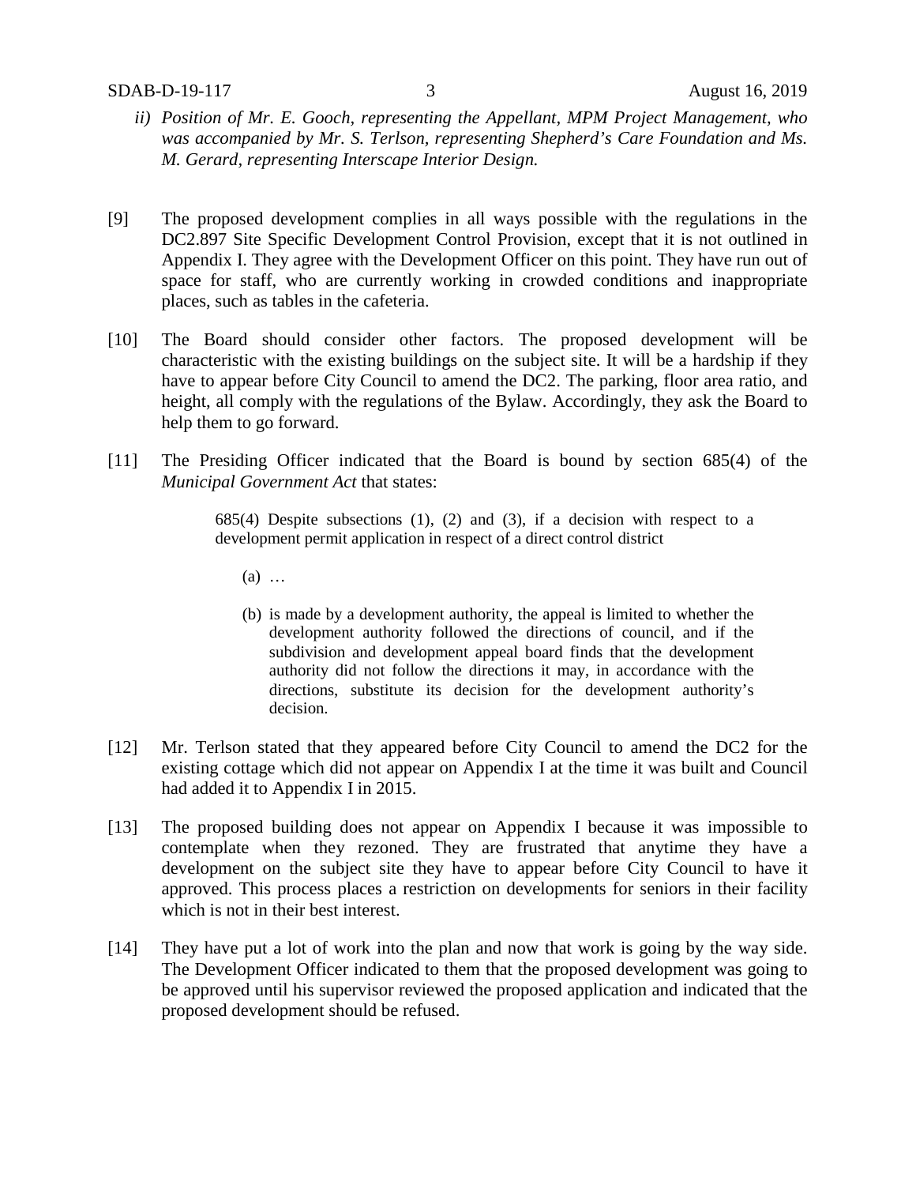*ii) Position of Mr. E. Gooch, representing the Appellant, MPM Project Management, who was accompanied by Mr. S. Terlson, representing Shepherd's Care Foundation and Ms. M. Gerard, representing Interscape Interior Design.*

[9] The proposed development complies in all ways possible with the regulations in the DC2.897 Site Specific Development Control Provision, except that it is not outlined in Appendix I. They agree with the Development Officer on this point. They have run out of space for staff, who are currently working in crowded conditions and inappropriate places, such as tables in the cafeteria.

[10] The Board should consider other factors. The proposed development will be characteristic with the existing buildings on the subject site. It will be a hardship if they have to appear before City Council to amend the DC2. The parking, floor area ratio, and height, all comply with the regulations of the Bylaw. Accordingly, they ask the Board to help them to go forward.

[11] The Presiding Officer indicated that the Board is bound by section 685(4) of the *Municipal Government Act* that states:

> 685(4) Despite subsections (1), (2) and (3), if a decision with respect to a development permit application in respect of a direct control district
>
> (a) …
>
> (b) is made by a development authority, the appeal is limited to whether the development authority followed the directions of council, and if the subdivision and development appeal board finds that the development authority did not follow the directions it may, in accordance with the directions, substitute its decision for the development authority's decision.

[12] Mr. Terlson stated that they appeared before City Council to amend the DC2 for the existing cottage which did not appear on Appendix I at the time it was built and Council had added it to Appendix I in 2015.

[13] The proposed building does not appear on Appendix I because it was impossible to contemplate when they rezoned. They are frustrated that anytime they have a development on the subject site they have to appear before City Council to have it approved. This process places a restriction on developments for seniors in their facility which is not in their best interest.

[14] They have put a lot of work into the plan and now that work is going by the way side. The Development Officer indicated to them that the proposed development was going to be approved until his supervisor reviewed the proposed application and indicated that the proposed development should be refused.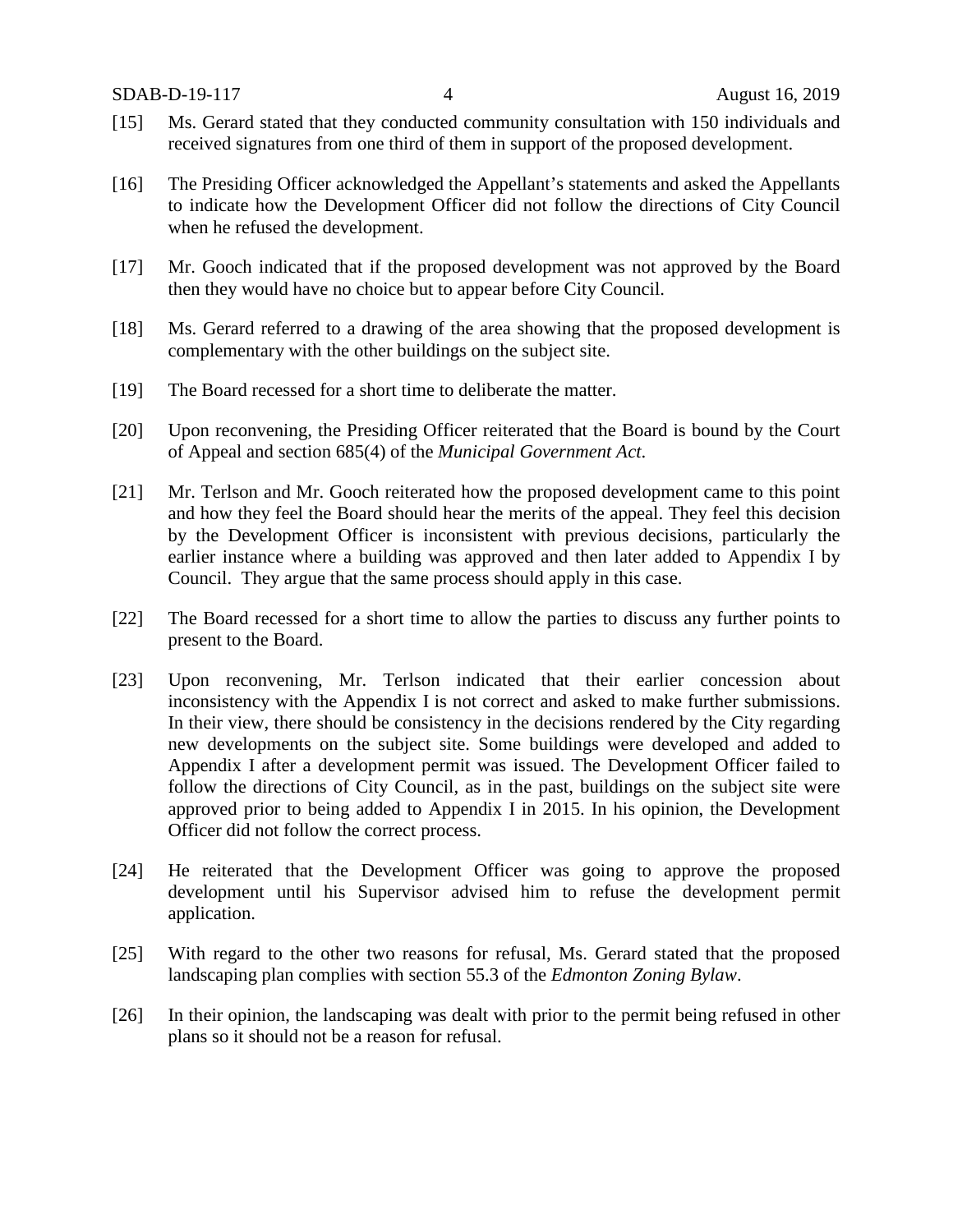[15] Ms. Gerard stated that they conducted community consultation with 150 individuals and received signatures from one third of them in support of the proposed development.

[16] The Presiding Officer acknowledged the Appellant's statements and asked the Appellants to indicate how the Development Officer did not follow the directions of City Council when he refused the development.

[17] Mr. Gooch indicated that if the proposed development was not approved by the Board then they would have no choice but to appear before City Council.

[18] Ms. Gerard referred to a drawing of the area showing that the proposed development is complementary with the other buildings on the subject site.

[19] The Board recessed for a short time to deliberate the matter.

[20] Upon reconvening, the Presiding Officer reiterated that the Board is bound by the Court of Appeal and section 685(4) of the *Municipal Government Act*.

[21] Mr. Terlson and Mr. Gooch reiterated how the proposed development came to this point and how they feel the Board should hear the merits of the appeal. They feel this decision by the Development Officer is inconsistent with previous decisions, particularly the earlier instance where a building was approved and then later added to Appendix I by Council. They argue that the same process should apply in this case.

[22] The Board recessed for a short time to allow the parties to discuss any further points to present to the Board.

[23] Upon reconvening, Mr. Terlson indicated that their earlier concession about inconsistency with the Appendix I is not correct and asked to make further submissions. In their view, there should be consistency in the decisions rendered by the City regarding new developments on the subject site. Some buildings were developed and added to Appendix I after a development permit was issued. The Development Officer failed to follow the directions of City Council, as in the past, buildings on the subject site were approved prior to being added to Appendix I in 2015. In his opinion, the Development Officer did not follow the correct process.

[24] He reiterated that the Development Officer was going to approve the proposed development until his Supervisor advised him to refuse the development permit application.

[25] With regard to the other two reasons for refusal, Ms. Gerard stated that the proposed landscaping plan complies with section 55.3 of the *Edmonton Zoning Bylaw*.

[26] In their opinion, the landscaping was dealt with prior to the permit being refused in other plans so it should not be a reason for refusal.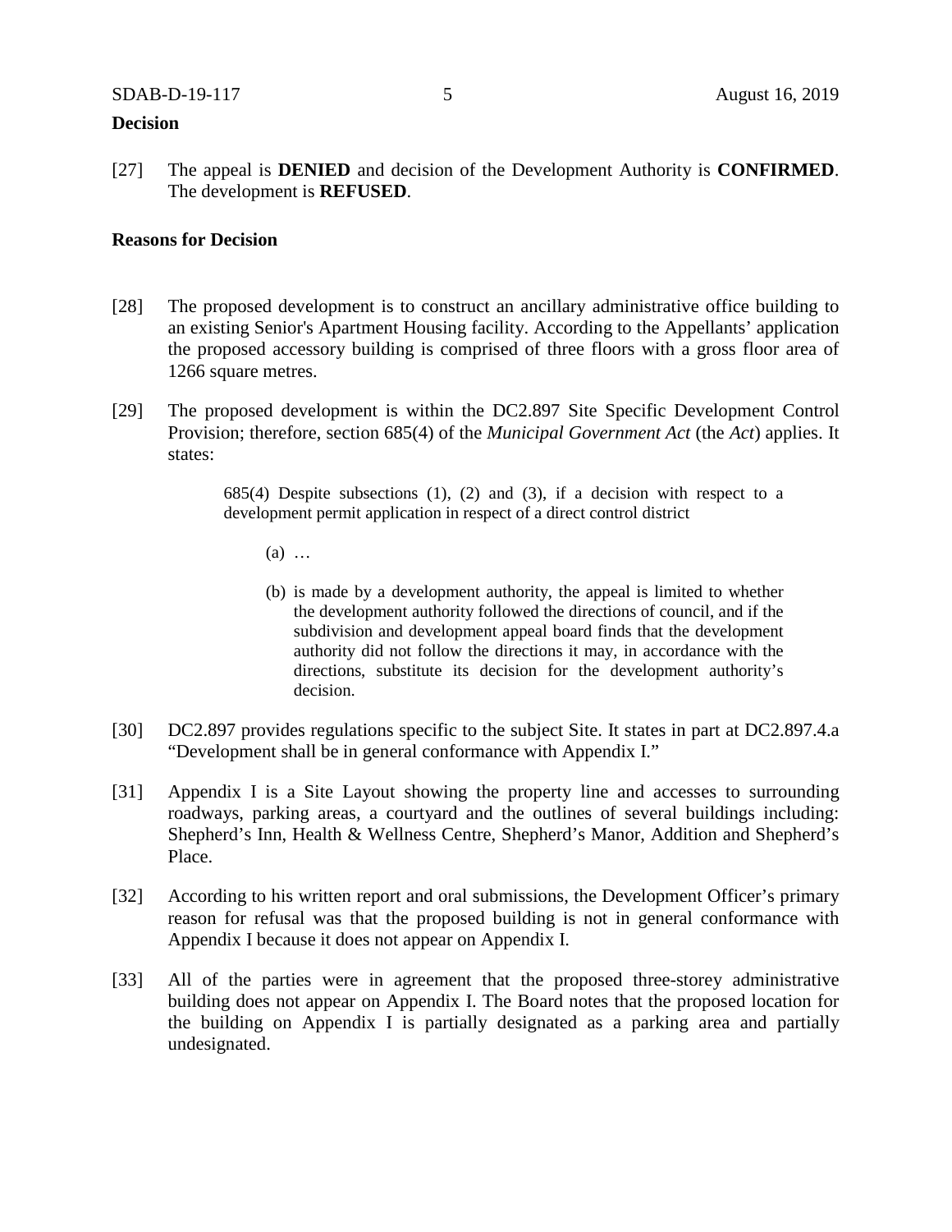## Decision

[27] The appeal is **DENIED** and decision of the Development Authority is **CONFIRMED**. The development is **REFUSED**.

## Reasons for Decision

[28] The proposed development is to construct an ancillary administrative office building to an existing Senior's Apartment Housing facility. According to the Appellants' application the proposed accessory building is comprised of three floors with a gross floor area of 1266 square metres.

[29] The proposed development is within the DC2.897 Site Specific Development Control Provision; therefore, section 685(4) of the *Municipal Government Act* (the *Act*) applies. It states:

> 685(4) Despite subsections (1), (2) and (3), if a decision with respect to a development permit application in respect of a direct control district
>
> (a) …
>
> (b) is made by a development authority, the appeal is limited to whether the development authority followed the directions of council, and if the subdivision and development appeal board finds that the development authority did not follow the directions it may, in accordance with the directions, substitute its decision for the development authority's decision.

[30] DC2.897 provides regulations specific to the subject Site. It states in part at DC2.897.4.a "Development shall be in general conformance with Appendix I."

[31] Appendix I is a Site Layout showing the property line and accesses to surrounding roadways, parking areas, a courtyard and the outlines of several buildings including: Shepherd's Inn, Health & Wellness Centre, Shepherd's Manor, Addition and Shepherd's Place.

[32] According to his written report and oral submissions, the Development Officer's primary reason for refusal was that the proposed building is not in general conformance with Appendix I because it does not appear on Appendix I.

[33] All of the parties were in agreement that the proposed three-storey administrative building does not appear on Appendix I. The Board notes that the proposed location for the building on Appendix I is partially designated as a parking area and partially undesignated.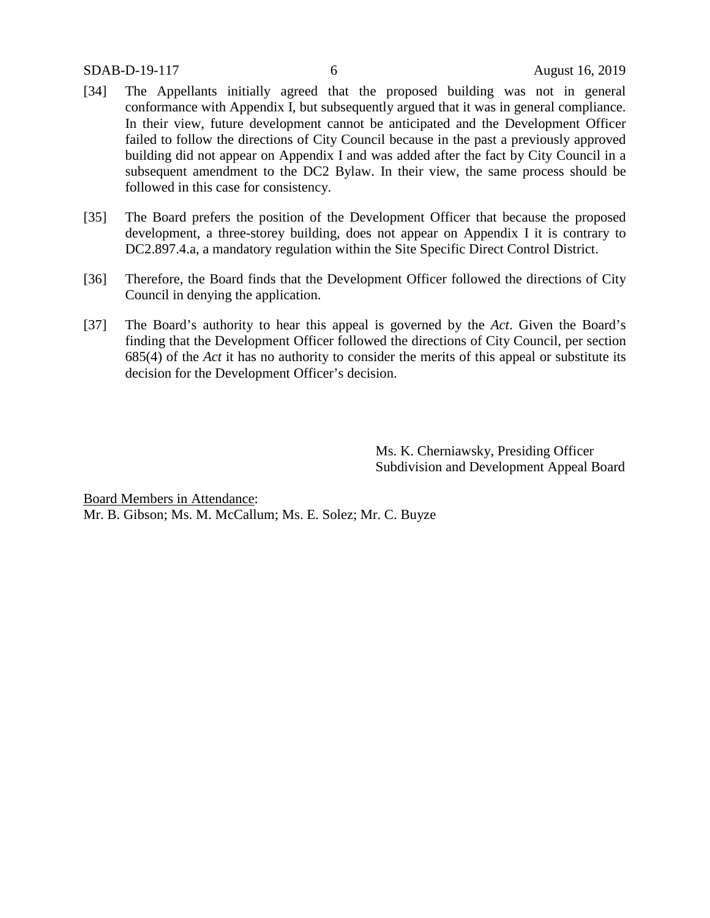[34] The Appellants initially agreed that the proposed building was not in general conformance with Appendix I, but subsequently argued that it was in general compliance. In their view, future development cannot be anticipated and the Development Officer failed to follow the directions of City Council because in the past a previously approved building did not appear on Appendix I and was added after the fact by City Council in a subsequent amendment to the DC2 Bylaw. In their view, the same process should be followed in this case for consistency.

[35] The Board prefers the position of the Development Officer that because the proposed development, a three-storey building, does not appear on Appendix I it is contrary to DC2.897.4.a, a mandatory regulation within the Site Specific Direct Control District.

[36] Therefore, the Board finds that the Development Officer followed the directions of City Council in denying the application.

[37] The Board's authority to hear this appeal is governed by the *Act*. Given the Board's finding that the Development Officer followed the directions of City Council, per section 685(4) of the *Act* it has no authority to consider the merits of this appeal or substitute its decision for the Development Officer's decision.

Ms. K. Cherniawsky, Presiding Officer
Subdivision and Development Appeal Board

Board Members in Attendance:
Mr. B. Gibson; Ms. M. McCallum; Ms. E. Solez; Mr. C. Buyze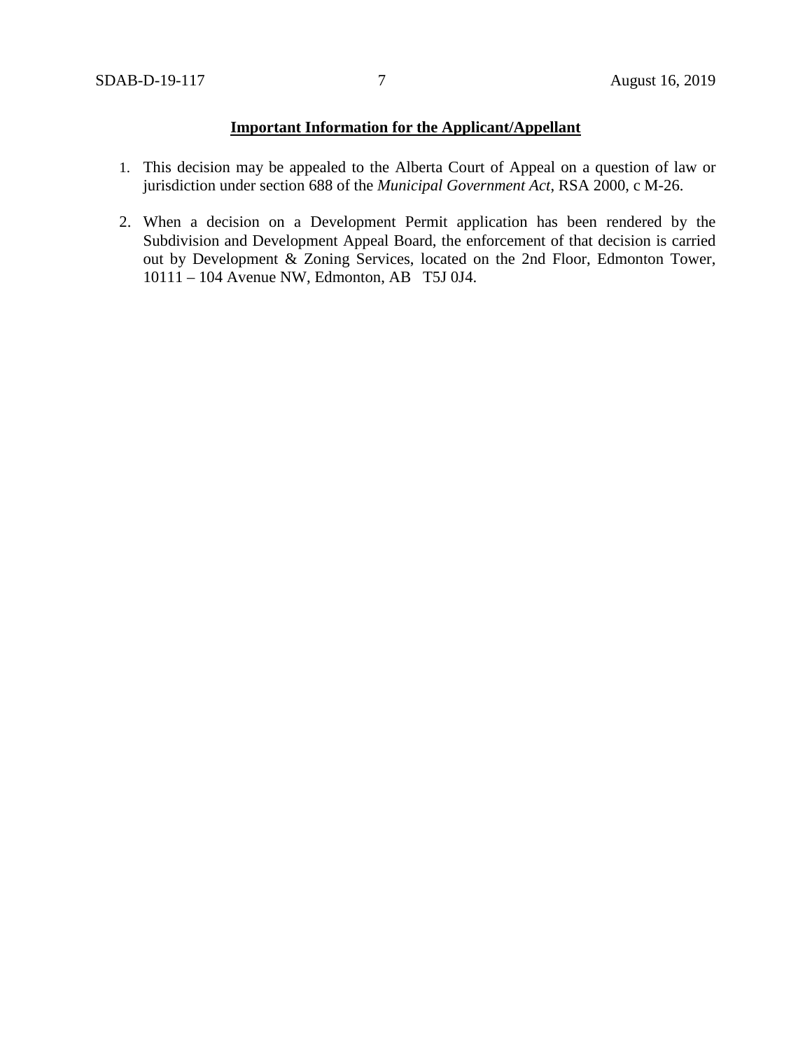**Important Information for the Applicant/Appellant**

1. This decision may be appealed to the Alberta Court of Appeal on a question of law or jurisdiction under section 688 of the *Municipal Government Act*, RSA 2000, c M-26.

2. When a decision on a Development Permit application has been rendered by the Subdivision and Development Appeal Board, the enforcement of that decision is carried out by Development & Zoning Services, located on the 2nd Floor, Edmonton Tower, 10111 – 104 Avenue NW, Edmonton, AB T5J 0J4.